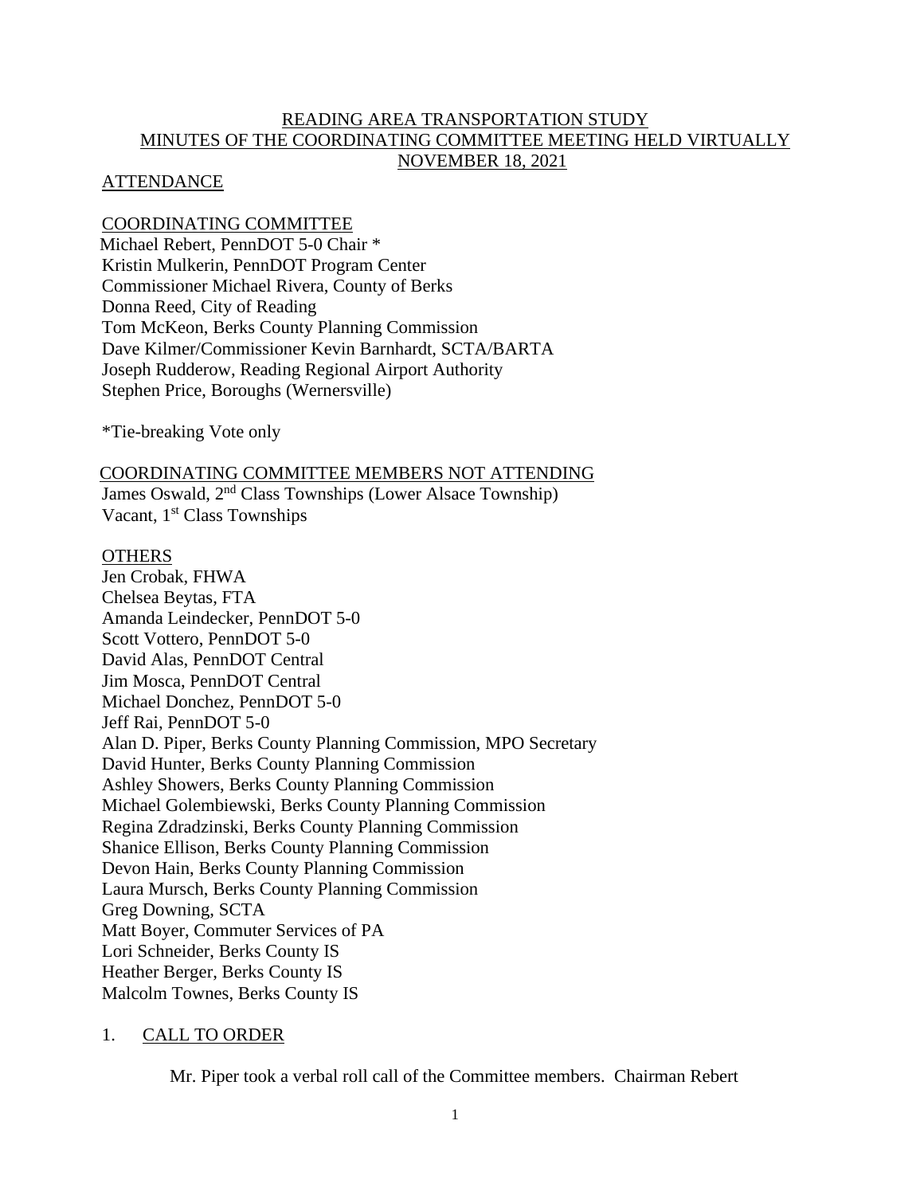# READING AREA TRANSPORTATION STUDY
## MINUTES OF THE COORDINATING COMMITTEE MEETING HELD VIRTUALLY
## NOVEMBER 18, 2021

ATTENDANCE

COORDINATING COMMITTEE

Michael Rebert, PennDOT 5-0 Chair *
Kristin Mulkerin, PennDOT Program Center
Commissioner Michael Rivera, County of Berks
Donna Reed, City of Reading
Tom McKeon, Berks County Planning Commission
Dave Kilmer/Commissioner Kevin Barnhardt, SCTA/BARTA
Joseph Rudderow, Reading Regional Airport Authority
Stephen Price, Boroughs (Wernersville)

*Tie-breaking Vote only

COORDINATING COMMITTEE MEMBERS NOT ATTENDING

James Oswald, 2nd Class Townships (Lower Alsace Township)
Vacant, 1st Class Townships

OTHERS

Jen Crobak, FHWA
Chelsea Beytas, FTA
Amanda Leindecker, PennDOT 5-0
Scott Vottero, PennDOT 5-0
David Alas, PennDOT Central
Jim Mosca, PennDOT Central
Michael Donchez, PennDOT 5-0
Jeff Rai, PennDOT 5-0
Alan D. Piper, Berks County Planning Commission, MPO Secretary
David Hunter, Berks County Planning Commission
Ashley Showers, Berks County Planning Commission
Michael Golembiewski, Berks County Planning Commission
Regina Zdradzinski, Berks County Planning Commission
Shanice Ellison, Berks County Planning Commission
Devon Hain, Berks County Planning Commission
Laura Mursch, Berks County Planning Commission
Greg Downing, SCTA
Matt Boyer, Commuter Services of PA
Lori Schneider, Berks County IS
Heather Berger, Berks County IS
Malcolm Townes, Berks County IS

1. CALL TO ORDER

Mr. Piper took a verbal roll call of the Committee members. Chairman Rebert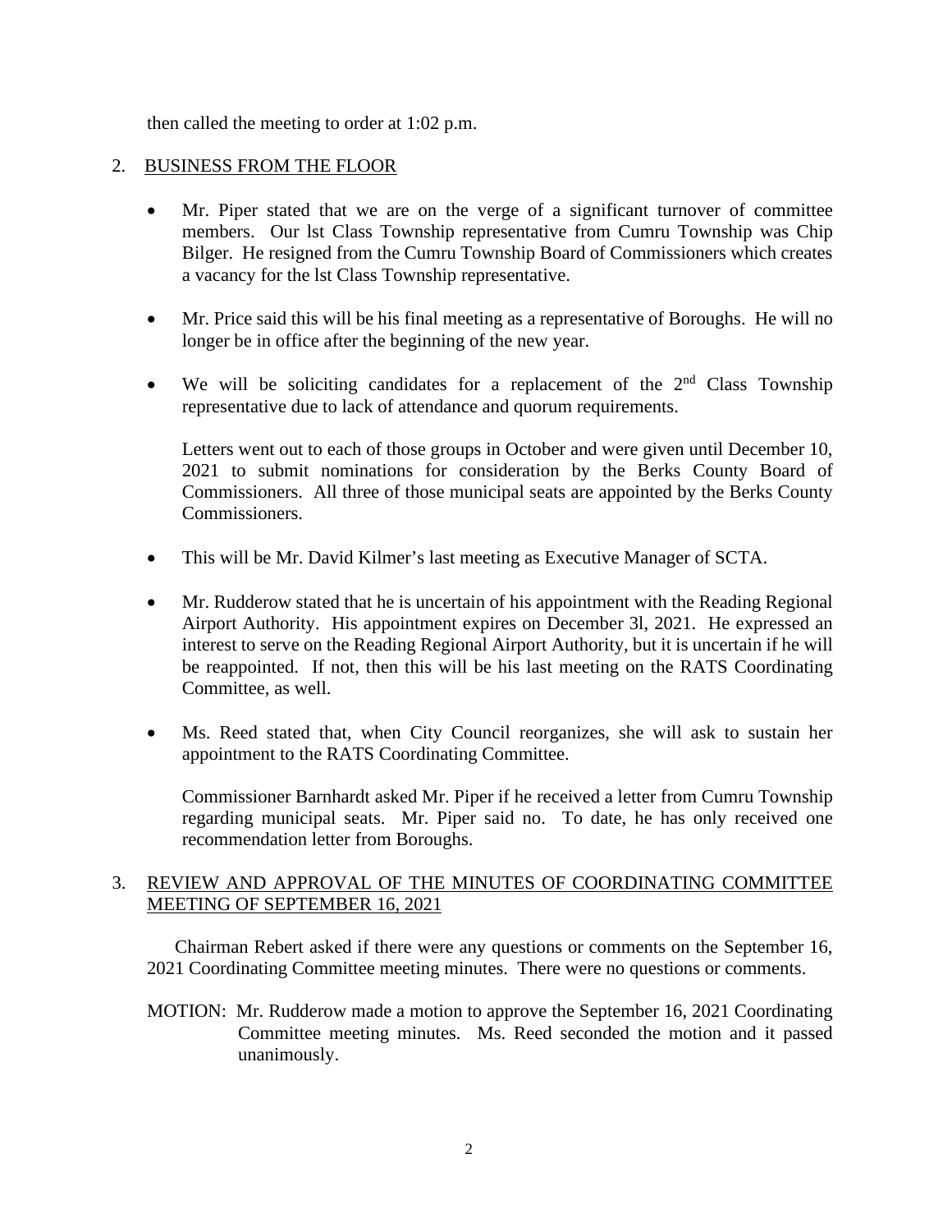then called the meeting to order at 1:02 p.m.

2. BUSINESS FROM THE FLOOR

- Mr. Piper stated that we are on the verge of a significant turnover of committee members. Our lst Class Township representative from Cumru Township was Chip Bilger. He resigned from the Cumru Township Board of Commissioners which creates a vacancy for the lst Class Township representative.

- Mr. Price said this will be his final meeting as a representative of Boroughs. He will no longer be in office after the beginning of the new year.

- We will be soliciting candidates for a replacement of the 2nd Class Township representative due to lack of attendance and quorum requirements.

  Letters went out to each of those groups in October and were given until December 10, 2021 to submit nominations for consideration by the Berks County Board of Commissioners. All three of those municipal seats are appointed by the Berks County Commissioners.

- This will be Mr. David Kilmer's last meeting as Executive Manager of SCTA.

- Mr. Rudderow stated that he is uncertain of his appointment with the Reading Regional Airport Authority. His appointment expires on December 3l, 2021. He expressed an interest to serve on the Reading Regional Airport Authority, but it is uncertain if he will be reappointed. If not, then this will be his last meeting on the RATS Coordinating Committee, as well.

- Ms. Reed stated that, when City Council reorganizes, she will ask to sustain her appointment to the RATS Coordinating Committee.

  Commissioner Barnhardt asked Mr. Piper if he received a letter from Cumru Township regarding municipal seats. Mr. Piper said no. To date, he has only received one recommendation letter from Boroughs.

3. REVIEW AND APPROVAL OF THE MINUTES OF COORDINATING COMMITTEE MEETING OF SEPTEMBER 16, 2021

Chairman Rebert asked if there were any questions or comments on the September 16, 2021 Coordinating Committee meeting minutes. There were no questions or comments.

MOTION: Mr. Rudderow made a motion to approve the September 16, 2021 Coordinating Committee meeting minutes. Ms. Reed seconded the motion and it passed unanimously.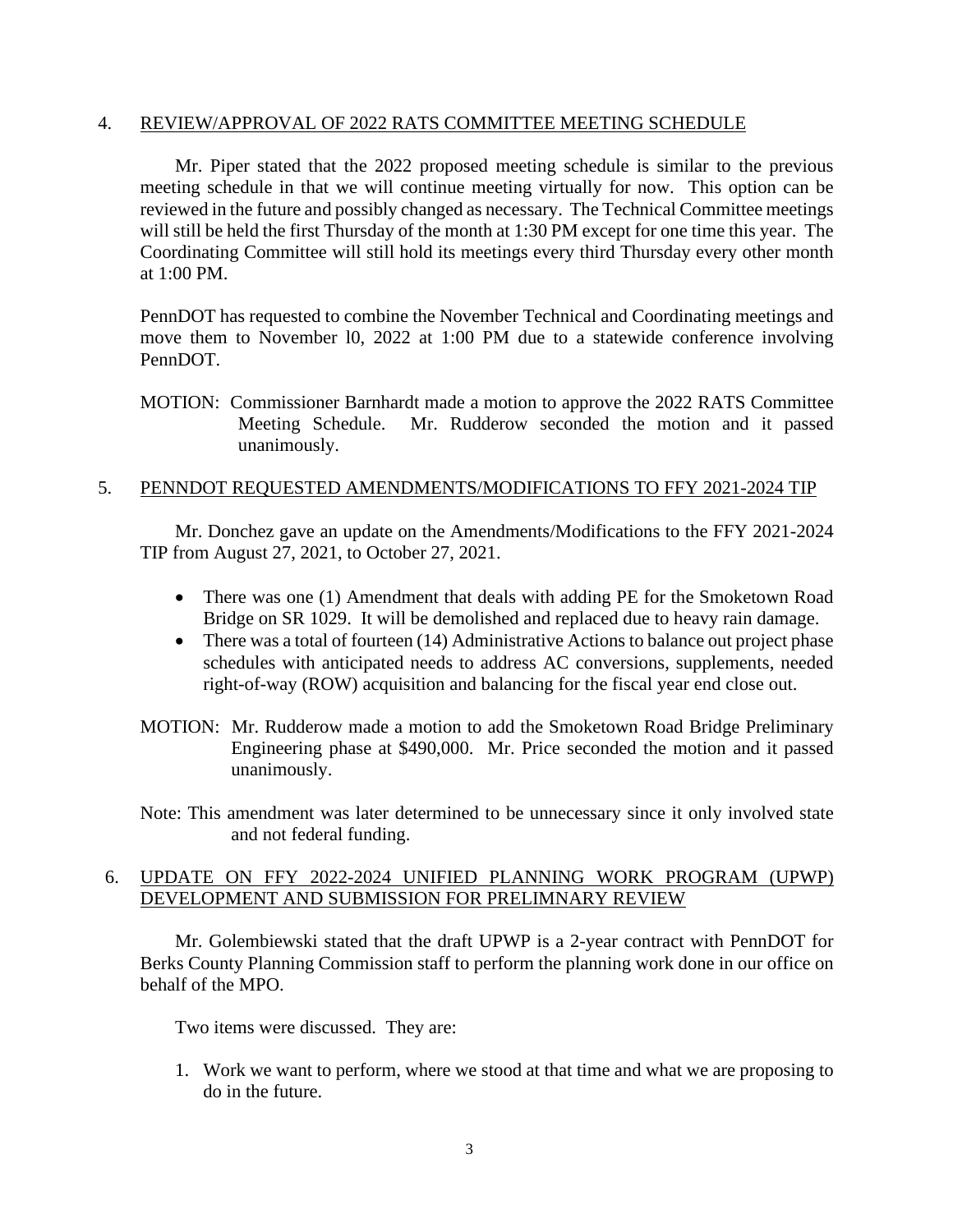4. REVIEW/APPROVAL OF 2022 RATS COMMITTEE MEETING SCHEDULE

Mr. Piper stated that the 2022 proposed meeting schedule is similar to the previous meeting schedule in that we will continue meeting virtually for now. This option can be reviewed in the future and possibly changed as necessary. The Technical Committee meetings will still be held the first Thursday of the month at 1:30 PM except for one time this year. The Coordinating Committee will still hold its meetings every third Thursday every other month at 1:00 PM.

PennDOT has requested to combine the November Technical and Coordinating meetings and move them to November l0, 2022 at 1:00 PM due to a statewide conference involving PennDOT.

MOTION: Commissioner Barnhardt made a motion to approve the 2022 RATS Committee Meeting Schedule. Mr. Rudderow seconded the motion and it passed unanimously.

5. PENNDOT REQUESTED AMENDMENTS/MODIFICATIONS TO FFY 2021-2024 TIP

Mr. Donchez gave an update on the Amendments/Modifications to the FFY 2021-2024 TIP from August 27, 2021, to October 27, 2021.

- There was one (1) Amendment that deals with adding PE for the Smoketown Road Bridge on SR 1029. It will be demolished and replaced due to heavy rain damage.
- There was a total of fourteen (14) Administrative Actions to balance out project phase schedules with anticipated needs to address AC conversions, supplements, needed right-of-way (ROW) acquisition and balancing for the fiscal year end close out.

MOTION: Mr. Rudderow made a motion to add the Smoketown Road Bridge Preliminary Engineering phase at $490,000. Mr. Price seconded the motion and it passed unanimously.

Note: This amendment was later determined to be unnecessary since it only involved state and not federal funding.

6. UPDATE ON FFY 2022-2024 UNIFIED PLANNING WORK PROGRAM (UPWP) DEVELOPMENT AND SUBMISSION FOR PRELIMNARY REVIEW

Mr. Golembiewski stated that the draft UPWP is a 2-year contract with PennDOT for Berks County Planning Commission staff to perform the planning work done in our office on behalf of the MPO.

Two items were discussed. They are:

1. Work we want to perform, where we stood at that time and what we are proposing to do in the future.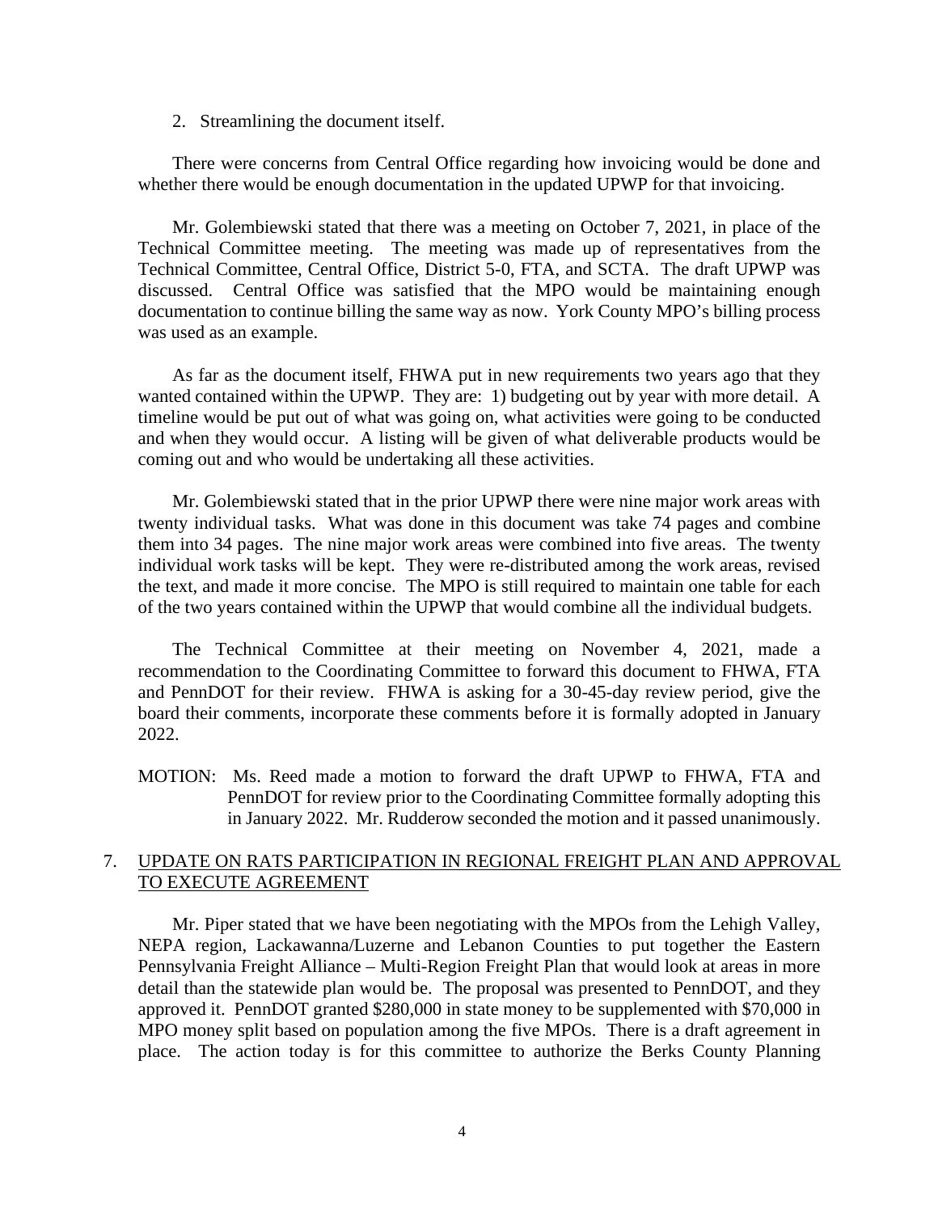2. Streamlining the document itself.

There were concerns from Central Office regarding how invoicing would be done and whether there would be enough documentation in the updated UPWP for that invoicing.

Mr. Golembiewski stated that there was a meeting on October 7, 2021, in place of the Technical Committee meeting. The meeting was made up of representatives from the Technical Committee, Central Office, District 5-0, FTA, and SCTA. The draft UPWP was discussed. Central Office was satisfied that the MPO would be maintaining enough documentation to continue billing the same way as now. York County MPO's billing process was used as an example.

As far as the document itself, FHWA put in new requirements two years ago that they wanted contained within the UPWP. They are: 1) budgeting out by year with more detail. A timeline would be put out of what was going on, what activities were going to be conducted and when they would occur. A listing will be given of what deliverable products would be coming out and who would be undertaking all these activities.

Mr. Golembiewski stated that in the prior UPWP there were nine major work areas with twenty individual tasks. What was done in this document was take 74 pages and combine them into 34 pages. The nine major work areas were combined into five areas. The twenty individual work tasks will be kept. They were re-distributed among the work areas, revised the text, and made it more concise. The MPO is still required to maintain one table for each of the two years contained within the UPWP that would combine all the individual budgets.

The Technical Committee at their meeting on November 4, 2021, made a recommendation to the Coordinating Committee to forward this document to FHWA, FTA and PennDOT for their review. FHWA is asking for a 30-45-day review period, give the board their comments, incorporate these comments before it is formally adopted in January 2022.

MOTION: Ms. Reed made a motion to forward the draft UPWP to FHWA, FTA and PennDOT for review prior to the Coordinating Committee formally adopting this in January 2022. Mr. Rudderow seconded the motion and it passed unanimously.

7. <u>UPDATE ON RATS PARTICIPATION IN REGIONAL FREIGHT PLAN AND APPROVAL TO EXECUTE AGREEMENT</u>

Mr. Piper stated that we have been negotiating with the MPOs from the Lehigh Valley, NEPA region, Lackawanna/Luzerne and Lebanon Counties to put together the Eastern Pennsylvania Freight Alliance – Multi-Region Freight Plan that would look at areas in more detail than the statewide plan would be. The proposal was presented to PennDOT, and they approved it. PennDOT granted $280,000 in state money to be supplemented with $70,000 in MPO money split based on population among the five MPOs. There is a draft agreement in place. The action today is for this committee to authorize the Berks County Planning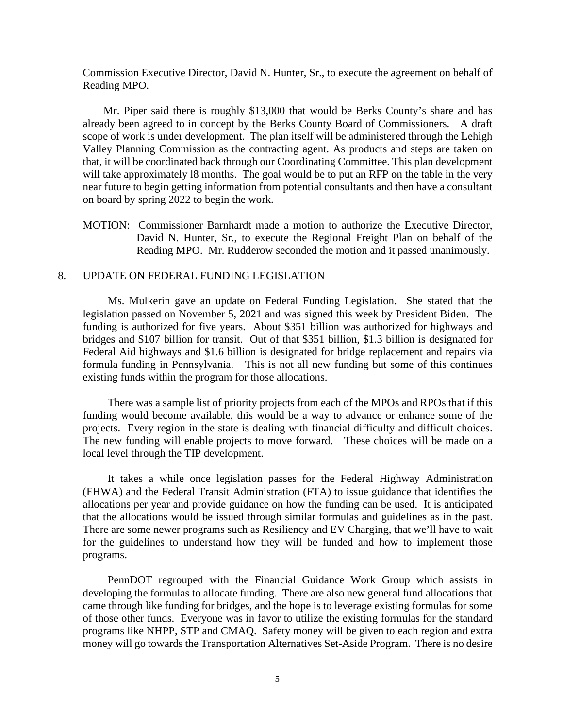Commission Executive Director, David N. Hunter, Sr., to execute the agreement on behalf of Reading MPO.

Mr. Piper said there is roughly $13,000 that would be Berks County's share and has already been agreed to in concept by the Berks County Board of Commissioners. A draft scope of work is under development. The plan itself will be administered through the Lehigh Valley Planning Commission as the contracting agent. As products and steps are taken on that, it will be coordinated back through our Coordinating Committee. This plan development will take approximately l8 months. The goal would be to put an RFP on the table in the very near future to begin getting information from potential consultants and then have a consultant on board by spring 2022 to begin the work.

MOTION: Commissioner Barnhardt made a motion to authorize the Executive Director, David N. Hunter, Sr., to execute the Regional Freight Plan on behalf of the Reading MPO. Mr. Rudderow seconded the motion and it passed unanimously.

8. UPDATE ON FEDERAL FUNDING LEGISLATION

Ms. Mulkerin gave an update on Federal Funding Legislation. She stated that the legislation passed on November 5, 2021 and was signed this week by President Biden. The funding is authorized for five years. About $351 billion was authorized for highways and bridges and $107 billion for transit. Out of that $351 billion, $1.3 billion is designated for Federal Aid highways and $1.6 billion is designated for bridge replacement and repairs via formula funding in Pennsylvania. This is not all new funding but some of this continues existing funds within the program for those allocations.

There was a sample list of priority projects from each of the MPOs and RPOs that if this funding would become available, this would be a way to advance or enhance some of the projects. Every region in the state is dealing with financial difficulty and difficult choices. The new funding will enable projects to move forward. These choices will be made on a local level through the TIP development.

It takes a while once legislation passes for the Federal Highway Administration (FHWA) and the Federal Transit Administration (FTA) to issue guidance that identifies the allocations per year and provide guidance on how the funding can be used. It is anticipated that the allocations would be issued through similar formulas and guidelines as in the past. There are some newer programs such as Resiliency and EV Charging, that we'll have to wait for the guidelines to understand how they will be funded and how to implement those programs.

PennDOT regrouped with the Financial Guidance Work Group which assists in developing the formulas to allocate funding. There are also new general fund allocations that came through like funding for bridges, and the hope is to leverage existing formulas for some of those other funds. Everyone was in favor to utilize the existing formulas for the standard programs like NHPP, STP and CMAQ. Safety money will be given to each region and extra money will go towards the Transportation Alternatives Set-Aside Program. There is no desire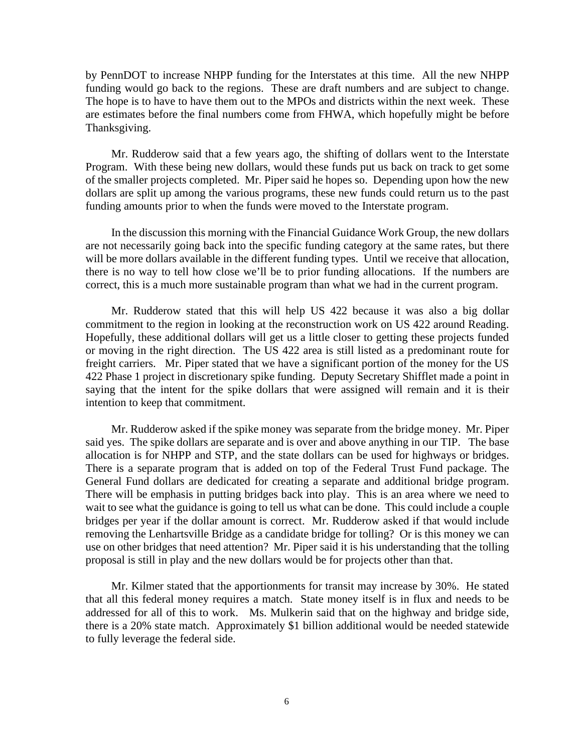by PennDOT to increase NHPP funding for the Interstates at this time. All the new NHPP funding would go back to the regions. These are draft numbers and are subject to change. The hope is to have to have them out to the MPOs and districts within the next week. These are estimates before the final numbers come from FHWA, which hopefully might be before Thanksgiving.

Mr. Rudderow said that a few years ago, the shifting of dollars went to the Interstate Program. With these being new dollars, would these funds put us back on track to get some of the smaller projects completed. Mr. Piper said he hopes so. Depending upon how the new dollars are split up among the various programs, these new funds could return us to the past funding amounts prior to when the funds were moved to the Interstate program.

In the discussion this morning with the Financial Guidance Work Group, the new dollars are not necessarily going back into the specific funding category at the same rates, but there will be more dollars available in the different funding types. Until we receive that allocation, there is no way to tell how close we'll be to prior funding allocations. If the numbers are correct, this is a much more sustainable program than what we had in the current program.

Mr. Rudderow stated that this will help US 422 because it was also a big dollar commitment to the region in looking at the reconstruction work on US 422 around Reading. Hopefully, these additional dollars will get us a little closer to getting these projects funded or moving in the right direction. The US 422 area is still listed as a predominant route for freight carriers. Mr. Piper stated that we have a significant portion of the money for the US 422 Phase 1 project in discretionary spike funding. Deputy Secretary Shifflet made a point in saying that the intent for the spike dollars that were assigned will remain and it is their intention to keep that commitment.

Mr. Rudderow asked if the spike money was separate from the bridge money. Mr. Piper said yes. The spike dollars are separate and is over and above anything in our TIP. The base allocation is for NHPP and STP, and the state dollars can be used for highways or bridges. There is a separate program that is added on top of the Federal Trust Fund package. The General Fund dollars are dedicated for creating a separate and additional bridge program. There will be emphasis in putting bridges back into play. This is an area where we need to wait to see what the guidance is going to tell us what can be done. This could include a couple bridges per year if the dollar amount is correct. Mr. Rudderow asked if that would include removing the Lenhartsville Bridge as a candidate bridge for tolling? Or is this money we can use on other bridges that need attention? Mr. Piper said it is his understanding that the tolling proposal is still in play and the new dollars would be for projects other than that.

Mr. Kilmer stated that the apportionments for transit may increase by 30%. He stated that all this federal money requires a match. State money itself is in flux and needs to be addressed for all of this to work. Ms. Mulkerin said that on the highway and bridge side, there is a 20% state match. Approximately $1 billion additional would be needed statewide to fully leverage the federal side.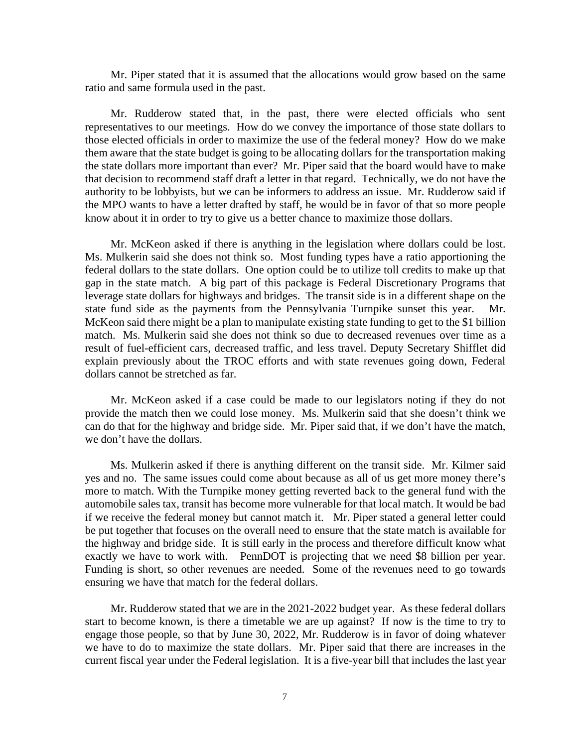Mr. Piper stated that it is assumed that the allocations would grow based on the same ratio and same formula used in the past.

Mr. Rudderow stated that, in the past, there were elected officials who sent representatives to our meetings. How do we convey the importance of those state dollars to those elected officials in order to maximize the use of the federal money? How do we make them aware that the state budget is going to be allocating dollars for the transportation making the state dollars more important than ever? Mr. Piper said that the board would have to make that decision to recommend staff draft a letter in that regard. Technically, we do not have the authority to be lobbyists, but we can be informers to address an issue. Mr. Rudderow said if the MPO wants to have a letter drafted by staff, he would be in favor of that so more people know about it in order to try to give us a better chance to maximize those dollars.

Mr. McKeon asked if there is anything in the legislation where dollars could be lost. Ms. Mulkerin said she does not think so. Most funding types have a ratio apportioning the federal dollars to the state dollars. One option could be to utilize toll credits to make up that gap in the state match. A big part of this package is Federal Discretionary Programs that leverage state dollars for highways and bridges. The transit side is in a different shape on the state fund side as the payments from the Pennsylvania Turnpike sunset this year. Mr. McKeon said there might be a plan to manipulate existing state funding to get to the $1 billion match. Ms. Mulkerin said she does not think so due to decreased revenues over time as a result of fuel-efficient cars, decreased traffic, and less travel. Deputy Secretary Shifflet did explain previously about the TROC efforts and with state revenues going down, Federal dollars cannot be stretched as far.

Mr. McKeon asked if a case could be made to our legislators noting if they do not provide the match then we could lose money. Ms. Mulkerin said that she doesn't think we can do that for the highway and bridge side. Mr. Piper said that, if we don't have the match, we don't have the dollars.

Ms. Mulkerin asked if there is anything different on the transit side. Mr. Kilmer said yes and no. The same issues could come about because as all of us get more money there's more to match. With the Turnpike money getting reverted back to the general fund with the automobile sales tax, transit has become more vulnerable for that local match. It would be bad if we receive the federal money but cannot match it. Mr. Piper stated a general letter could be put together that focuses on the overall need to ensure that the state match is available for the highway and bridge side. It is still early in the process and therefore difficult know what exactly we have to work with. PennDOT is projecting that we need $8 billion per year. Funding is short, so other revenues are needed. Some of the revenues need to go towards ensuring we have that match for the federal dollars.

Mr. Rudderow stated that we are in the 2021-2022 budget year. As these federal dollars start to become known, is there a timetable we are up against? If now is the time to try to engage those people, so that by June 30, 2022, Mr. Rudderow is in favor of doing whatever we have to do to maximize the state dollars. Mr. Piper said that there are increases in the current fiscal year under the Federal legislation. It is a five-year bill that includes the last year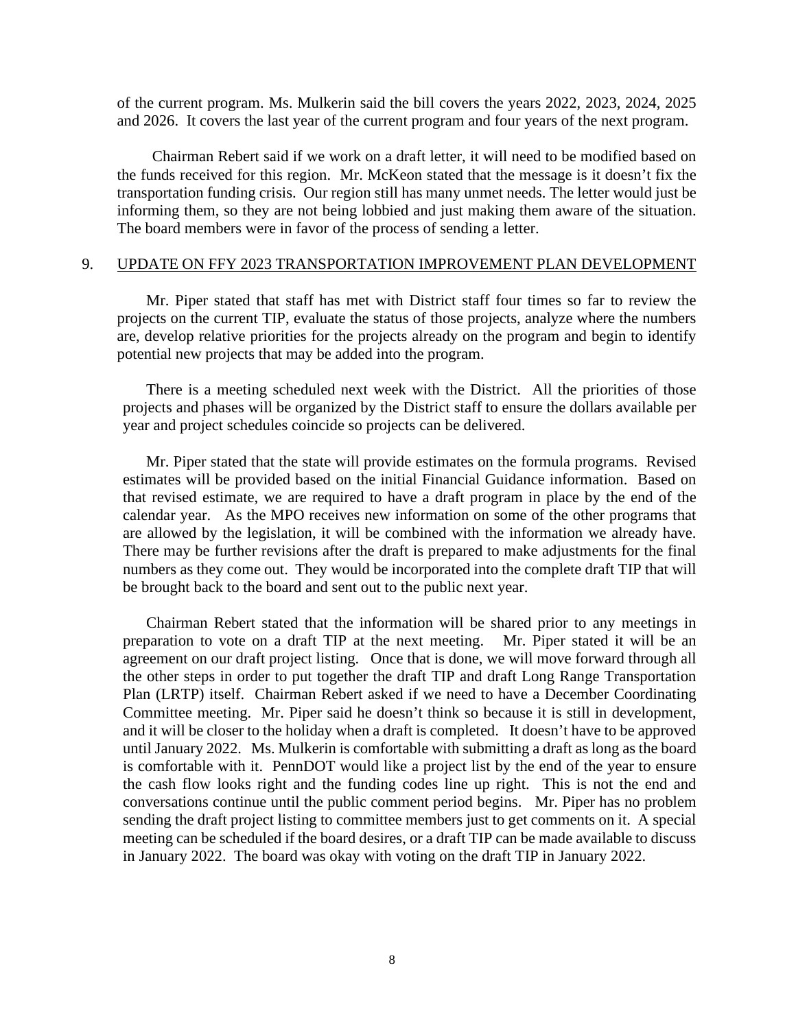of the current program. Ms. Mulkerin said the bill covers the years 2022, 2023, 2024, 2025 and 2026. It covers the last year of the current program and four years of the next program.

Chairman Rebert said if we work on a draft letter, it will need to be modified based on the funds received for this region. Mr. McKeon stated that the message is it doesn't fix the transportation funding crisis. Our region still has many unmet needs. The letter would just be informing them, so they are not being lobbied and just making them aware of the situation. The board members were in favor of the process of sending a letter.

9. UPDATE ON FFY 2023 TRANSPORTATION IMPROVEMENT PLAN DEVELOPMENT

Mr. Piper stated that staff has met with District staff four times so far to review the projects on the current TIP, evaluate the status of those projects, analyze where the numbers are, develop relative priorities for the projects already on the program and begin to identify potential new projects that may be added into the program.

There is a meeting scheduled next week with the District. All the priorities of those projects and phases will be organized by the District staff to ensure the dollars available per year and project schedules coincide so projects can be delivered.

Mr. Piper stated that the state will provide estimates on the formula programs. Revised estimates will be provided based on the initial Financial Guidance information. Based on that revised estimate, we are required to have a draft program in place by the end of the calendar year. As the MPO receives new information on some of the other programs that are allowed by the legislation, it will be combined with the information we already have. There may be further revisions after the draft is prepared to make adjustments for the final numbers as they come out. They would be incorporated into the complete draft TIP that will be brought back to the board and sent out to the public next year.

Chairman Rebert stated that the information will be shared prior to any meetings in preparation to vote on a draft TIP at the next meeting. Mr. Piper stated it will be an agreement on our draft project listing. Once that is done, we will move forward through all the other steps in order to put together the draft TIP and draft Long Range Transportation Plan (LRTP) itself. Chairman Rebert asked if we need to have a December Coordinating Committee meeting. Mr. Piper said he doesn't think so because it is still in development, and it will be closer to the holiday when a draft is completed. It doesn't have to be approved until January 2022. Ms. Mulkerin is comfortable with submitting a draft as long as the board is comfortable with it. PennDOT would like a project list by the end of the year to ensure the cash flow looks right and the funding codes line up right. This is not the end and conversations continue until the public comment period begins. Mr. Piper has no problem sending the draft project listing to committee members just to get comments on it. A special meeting can be scheduled if the board desires, or a draft TIP can be made available to discuss in January 2022. The board was okay with voting on the draft TIP in January 2022.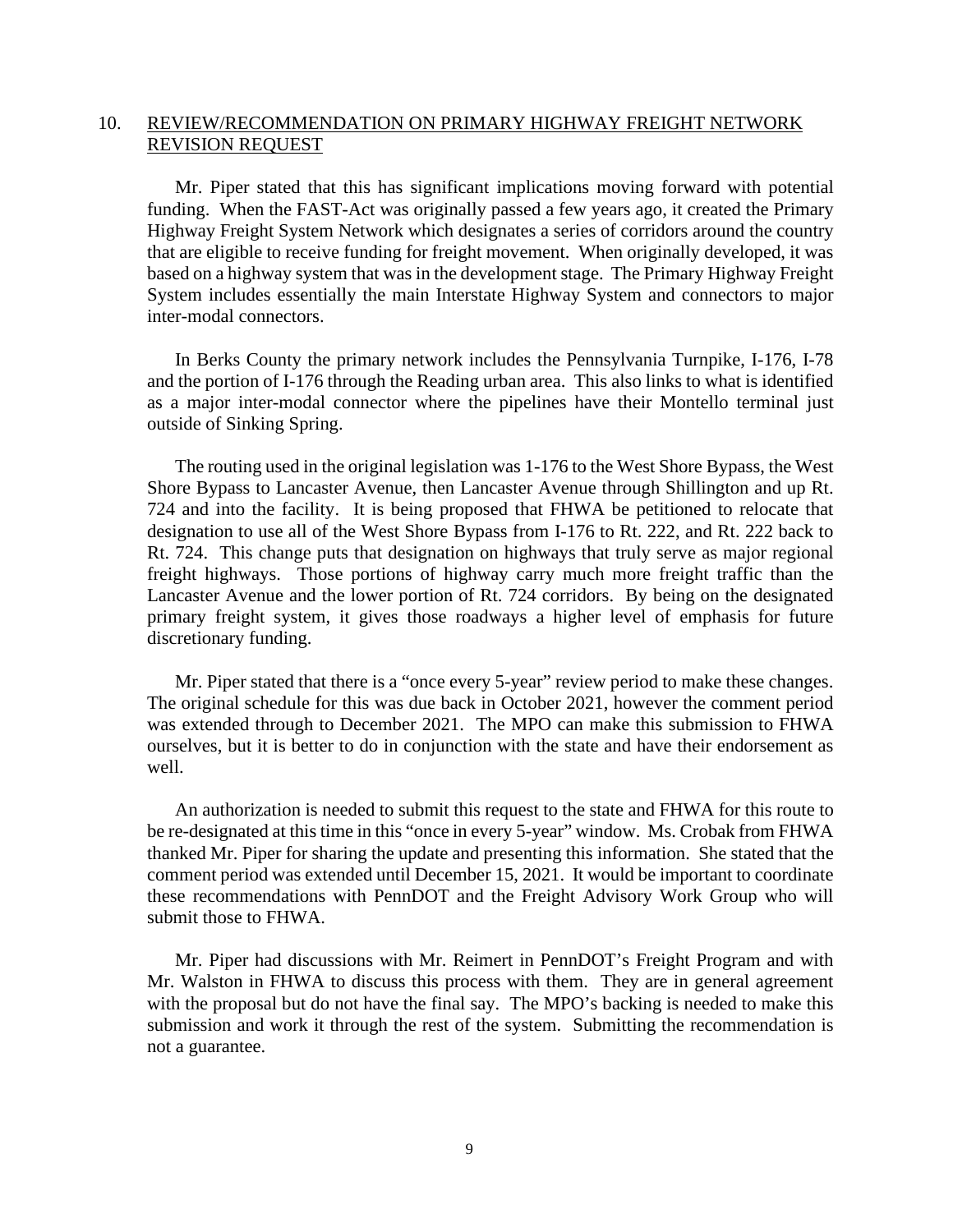## 10. REVIEW/RECOMMENDATION ON PRIMARY HIGHWAY FREIGHT NETWORK REVISION REQUEST

Mr. Piper stated that this has significant implications moving forward with potential funding. When the FAST-Act was originally passed a few years ago, it created the Primary Highway Freight System Network which designates a series of corridors around the country that are eligible to receive funding for freight movement. When originally developed, it was based on a highway system that was in the development stage. The Primary Highway Freight System includes essentially the main Interstate Highway System and connectors to major inter-modal connectors.

In Berks County the primary network includes the Pennsylvania Turnpike, I-176, I-78 and the portion of I-176 through the Reading urban area. This also links to what is identified as a major inter-modal connector where the pipelines have their Montello terminal just outside of Sinking Spring.

The routing used in the original legislation was 1-176 to the West Shore Bypass, the West Shore Bypass to Lancaster Avenue, then Lancaster Avenue through Shillington and up Rt. 724 and into the facility. It is being proposed that FHWA be petitioned to relocate that designation to use all of the West Shore Bypass from I-176 to Rt. 222, and Rt. 222 back to Rt. 724. This change puts that designation on highways that truly serve as major regional freight highways. Those portions of highway carry much more freight traffic than the Lancaster Avenue and the lower portion of Rt. 724 corridors. By being on the designated primary freight system, it gives those roadways a higher level of emphasis for future discretionary funding.

Mr. Piper stated that there is a "once every 5-year" review period to make these changes. The original schedule for this was due back in October 2021, however the comment period was extended through to December 2021. The MPO can make this submission to FHWA ourselves, but it is better to do in conjunction with the state and have their endorsement as well.

An authorization is needed to submit this request to the state and FHWA for this route to be re-designated at this time in this "once in every 5-year" window. Ms. Crobak from FHWA thanked Mr. Piper for sharing the update and presenting this information. She stated that the comment period was extended until December 15, 2021. It would be important to coordinate these recommendations with PennDOT and the Freight Advisory Work Group who will submit those to FHWA.

Mr. Piper had discussions with Mr. Reimert in PennDOT's Freight Program and with Mr. Walston in FHWA to discuss this process with them. They are in general agreement with the proposal but do not have the final say. The MPO's backing is needed to make this submission and work it through the rest of the system. Submitting the recommendation is not a guarantee.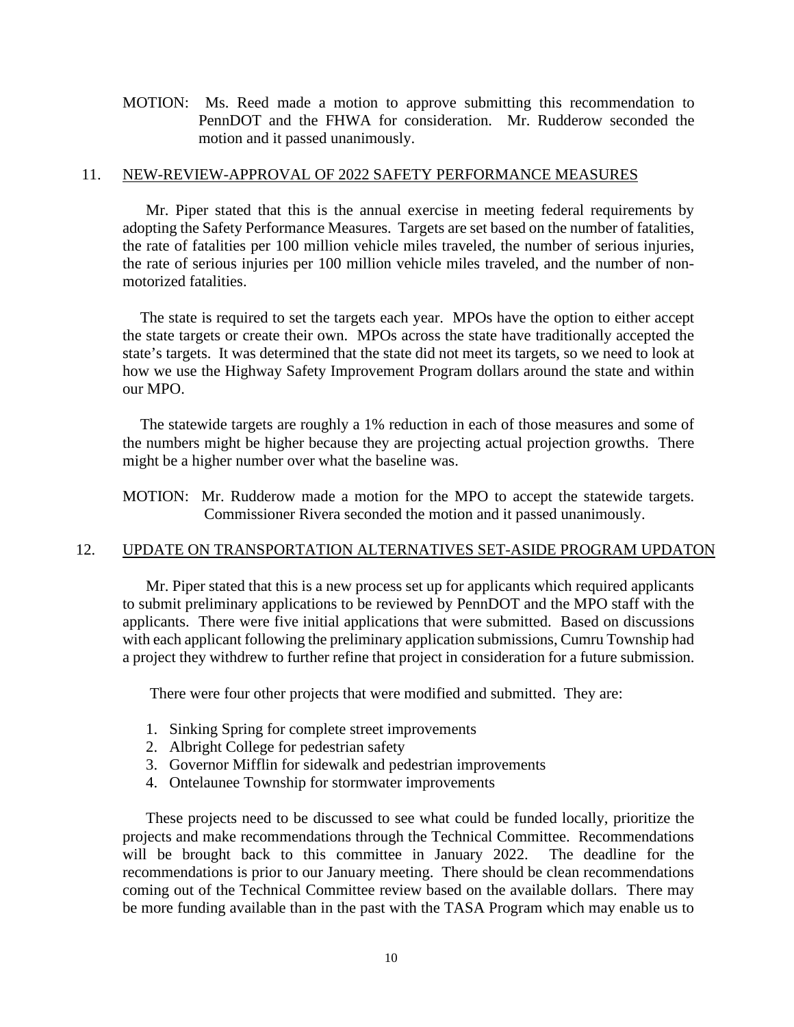MOTION: Ms. Reed made a motion to approve submitting this recommendation to PennDOT and the FHWA for consideration. Mr. Rudderow seconded the motion and it passed unanimously.

## 11. NEW-REVIEW-APPROVAL OF 2022 SAFETY PERFORMANCE MEASURES

Mr. Piper stated that this is the annual exercise in meeting federal requirements by adopting the Safety Performance Measures. Targets are set based on the number of fatalities, the rate of fatalities per 100 million vehicle miles traveled, the number of serious injuries, the rate of serious injuries per 100 million vehicle miles traveled, and the number of non-motorized fatalities.

The state is required to set the targets each year. MPOs have the option to either accept the state targets or create their own. MPOs across the state have traditionally accepted the state's targets. It was determined that the state did not meet its targets, so we need to look at how we use the Highway Safety Improvement Program dollars around the state and within our MPO.

The statewide targets are roughly a 1% reduction in each of those measures and some of the numbers might be higher because they are projecting actual projection growths. There might be a higher number over what the baseline was.

MOTION: Mr. Rudderow made a motion for the MPO to accept the statewide targets. Commissioner Rivera seconded the motion and it passed unanimously.

## 12. UPDATE ON TRANSPORTATION ALTERNATIVES SET-ASIDE PROGRAM UPDATON

Mr. Piper stated that this is a new process set up for applicants which required applicants to submit preliminary applications to be reviewed by PennDOT and the MPO staff with the applicants. There were five initial applications that were submitted. Based on discussions with each applicant following the preliminary application submissions, Cumru Township had a project they withdrew to further refine that project in consideration for a future submission.

There were four other projects that were modified and submitted. They are:

1. Sinking Spring for complete street improvements
2. Albright College for pedestrian safety
3. Governor Mifflin for sidewalk and pedestrian improvements
4. Ontelaunee Township for stormwater improvements

These projects need to be discussed to see what could be funded locally, prioritize the projects and make recommendations through the Technical Committee. Recommendations will be brought back to this committee in January 2022. The deadline for the recommendations is prior to our January meeting. There should be clean recommendations coming out of the Technical Committee review based on the available dollars. There may be more funding available than in the past with the TASA Program which may enable us to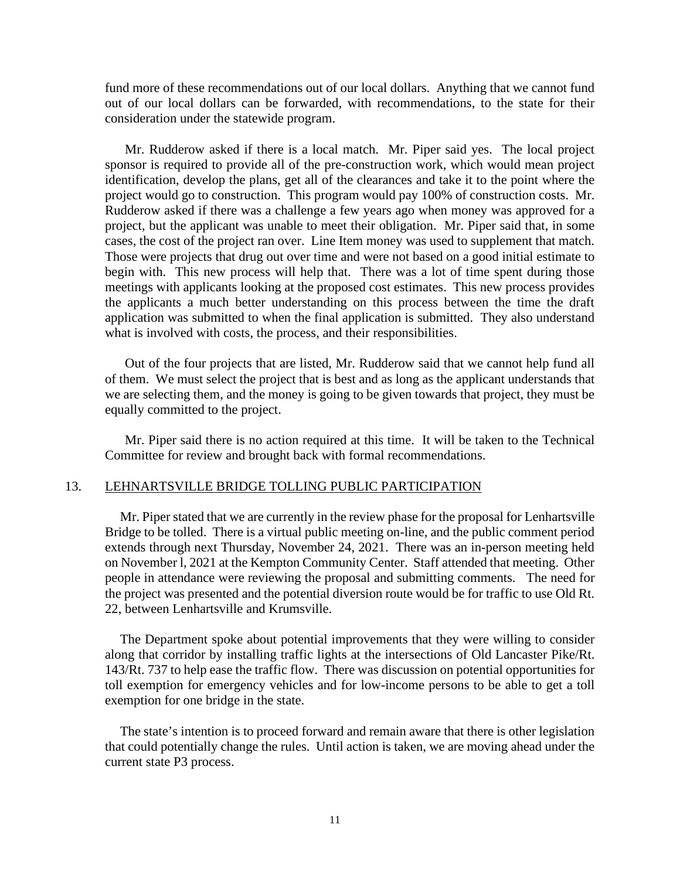fund more of these recommendations out of our local dollars. Anything that we cannot fund out of our local dollars can be forwarded, with recommendations, to the state for their consideration under the statewide program.

Mr. Rudderow asked if there is a local match. Mr. Piper said yes. The local project sponsor is required to provide all of the pre-construction work, which would mean project identification, develop the plans, get all of the clearances and take it to the point where the project would go to construction. This program would pay 100% of construction costs. Mr. Rudderow asked if there was a challenge a few years ago when money was approved for a project, but the applicant was unable to meet their obligation. Mr. Piper said that, in some cases, the cost of the project ran over. Line Item money was used to supplement that match. Those were projects that drug out over time and were not based on a good initial estimate to begin with. This new process will help that. There was a lot of time spent during those meetings with applicants looking at the proposed cost estimates. This new process provides the applicants a much better understanding on this process between the time the draft application was submitted to when the final application is submitted. They also understand what is involved with costs, the process, and their responsibilities.

Out of the four projects that are listed, Mr. Rudderow said that we cannot help fund all of them. We must select the project that is best and as long as the applicant understands that we are selecting them, and the money is going to be given towards that project, they must be equally committed to the project.

Mr. Piper said there is no action required at this time. It will be taken to the Technical Committee for review and brought back with formal recommendations.

## 13. <u>LEHNARTSVILLE BRIDGE TOLLING PUBLIC PARTICIPATION</u>

Mr. Piper stated that we are currently in the review phase for the proposal for Lenhartsville Bridge to be tolled. There is a virtual public meeting on-line, and the public comment period extends through next Thursday, November 24, 2021. There was an in-person meeting held on November l, 2021 at the Kempton Community Center. Staff attended that meeting. Other people in attendance were reviewing the proposal and submitting comments. The need for the project was presented and the potential diversion route would be for traffic to use Old Rt. 22, between Lenhartsville and Krumsville.

The Department spoke about potential improvements that they were willing to consider along that corridor by installing traffic lights at the intersections of Old Lancaster Pike/Rt. 143/Rt. 737 to help ease the traffic flow. There was discussion on potential opportunities for toll exemption for emergency vehicles and for low-income persons to be able to get a toll exemption for one bridge in the state.

The state's intention is to proceed forward and remain aware that there is other legislation that could potentially change the rules. Until action is taken, we are moving ahead under the current state P3 process.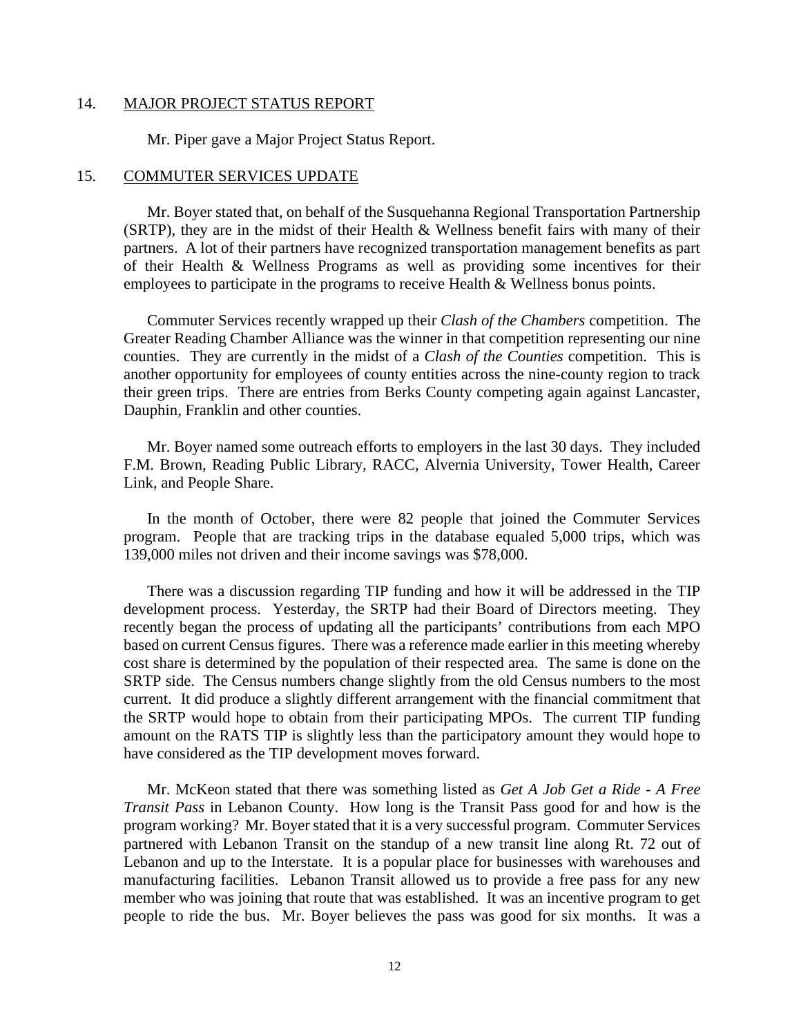## 14. MAJOR PROJECT STATUS REPORT

Mr. Piper gave a Major Project Status Report.

## 15. COMMUTER SERVICES UPDATE

Mr. Boyer stated that, on behalf of the Susquehanna Regional Transportation Partnership (SRTP), they are in the midst of their Health & Wellness benefit fairs with many of their partners. A lot of their partners have recognized transportation management benefits as part of their Health & Wellness Programs as well as providing some incentives for their employees to participate in the programs to receive Health & Wellness bonus points.

Commuter Services recently wrapped up their *Clash of the Chambers* competition. The Greater Reading Chamber Alliance was the winner in that competition representing our nine counties. They are currently in the midst of a *Clash of the Counties* competition. This is another opportunity for employees of county entities across the nine-county region to track their green trips. There are entries from Berks County competing again against Lancaster, Dauphin, Franklin and other counties.

Mr. Boyer named some outreach efforts to employers in the last 30 days. They included F.M. Brown, Reading Public Library, RACC, Alvernia University, Tower Health, Career Link, and People Share.

In the month of October, there were 82 people that joined the Commuter Services program. People that are tracking trips in the database equaled 5,000 trips, which was 139,000 miles not driven and their income savings was $78,000.

There was a discussion regarding TIP funding and how it will be addressed in the TIP development process. Yesterday, the SRTP had their Board of Directors meeting. They recently began the process of updating all the participants' contributions from each MPO based on current Census figures. There was a reference made earlier in this meeting whereby cost share is determined by the population of their respected area. The same is done on the SRTP side. The Census numbers change slightly from the old Census numbers to the most current. It did produce a slightly different arrangement with the financial commitment that the SRTP would hope to obtain from their participating MPOs. The current TIP funding amount on the RATS TIP is slightly less than the participatory amount they would hope to have considered as the TIP development moves forward.

Mr. McKeon stated that there was something listed as *Get A Job Get a Ride - A Free Transit Pass* in Lebanon County. How long is the Transit Pass good for and how is the program working? Mr. Boyer stated that it is a very successful program. Commuter Services partnered with Lebanon Transit on the standup of a new transit line along Rt. 72 out of Lebanon and up to the Interstate. It is a popular place for businesses with warehouses and manufacturing facilities. Lebanon Transit allowed us to provide a free pass for any new member who was joining that route that was established. It was an incentive program to get people to ride the bus. Mr. Boyer believes the pass was good for six months. It was a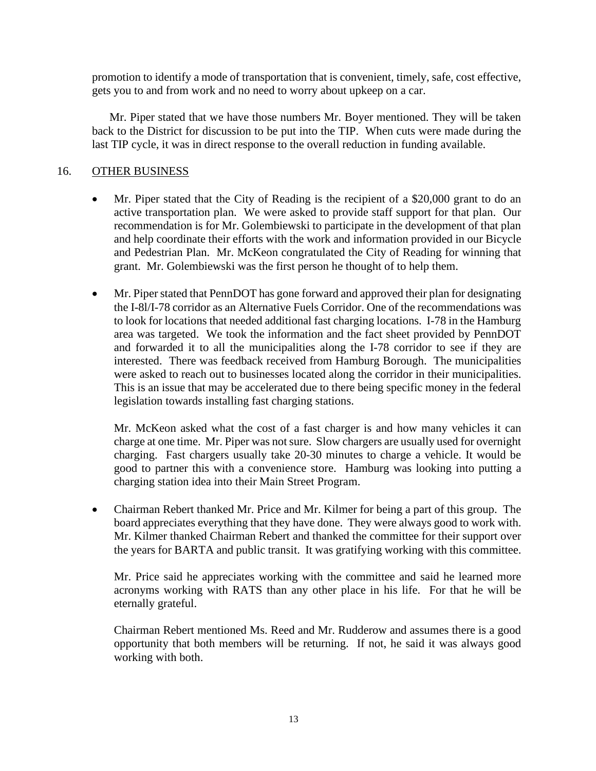promotion to identify a mode of transportation that is convenient, timely, safe, cost effective, gets you to and from work and no need to worry about upkeep on a car.

Mr. Piper stated that we have those numbers Mr. Boyer mentioned. They will be taken back to the District for discussion to be put into the TIP. When cuts were made during the last TIP cycle, it was in direct response to the overall reduction in funding available.

16. OTHER BUSINESS

- Mr. Piper stated that the City of Reading is the recipient of a $20,000 grant to do an active transportation plan. We were asked to provide staff support for that plan. Our recommendation is for Mr. Golembiewski to participate in the development of that plan and help coordinate their efforts with the work and information provided in our Bicycle and Pedestrian Plan. Mr. McKeon congratulated the City of Reading for winning that grant. Mr. Golembiewski was the first person he thought of to help them.

- Mr. Piper stated that PennDOT has gone forward and approved their plan for designating the I-8l/I-78 corridor as an Alternative Fuels Corridor. One of the recommendations was to look for locations that needed additional fast charging locations. I-78 in the Hamburg area was targeted. We took the information and the fact sheet provided by PennDOT and forwarded it to all the municipalities along the I-78 corridor to see if they are interested. There was feedback received from Hamburg Borough. The municipalities were asked to reach out to businesses located along the corridor in their municipalities. This is an issue that may be accelerated due to there being specific money in the federal legislation towards installing fast charging stations.

  Mr. McKeon asked what the cost of a fast charger is and how many vehicles it can charge at one time. Mr. Piper was not sure. Slow chargers are usually used for overnight charging. Fast chargers usually take 20-30 minutes to charge a vehicle. It would be good to partner this with a convenience store. Hamburg was looking into putting a charging station idea into their Main Street Program.

- Chairman Rebert thanked Mr. Price and Mr. Kilmer for being a part of this group. The board appreciates everything that they have done. They were always good to work with. Mr. Kilmer thanked Chairman Rebert and thanked the committee for their support over the years for BARTA and public transit. It was gratifying working with this committee.

  Mr. Price said he appreciates working with the committee and said he learned more acronyms working with RATS than any other place in his life. For that he will be eternally grateful.

  Chairman Rebert mentioned Ms. Reed and Mr. Rudderow and assumes there is a good opportunity that both members will be returning. If not, he said it was always good working with both.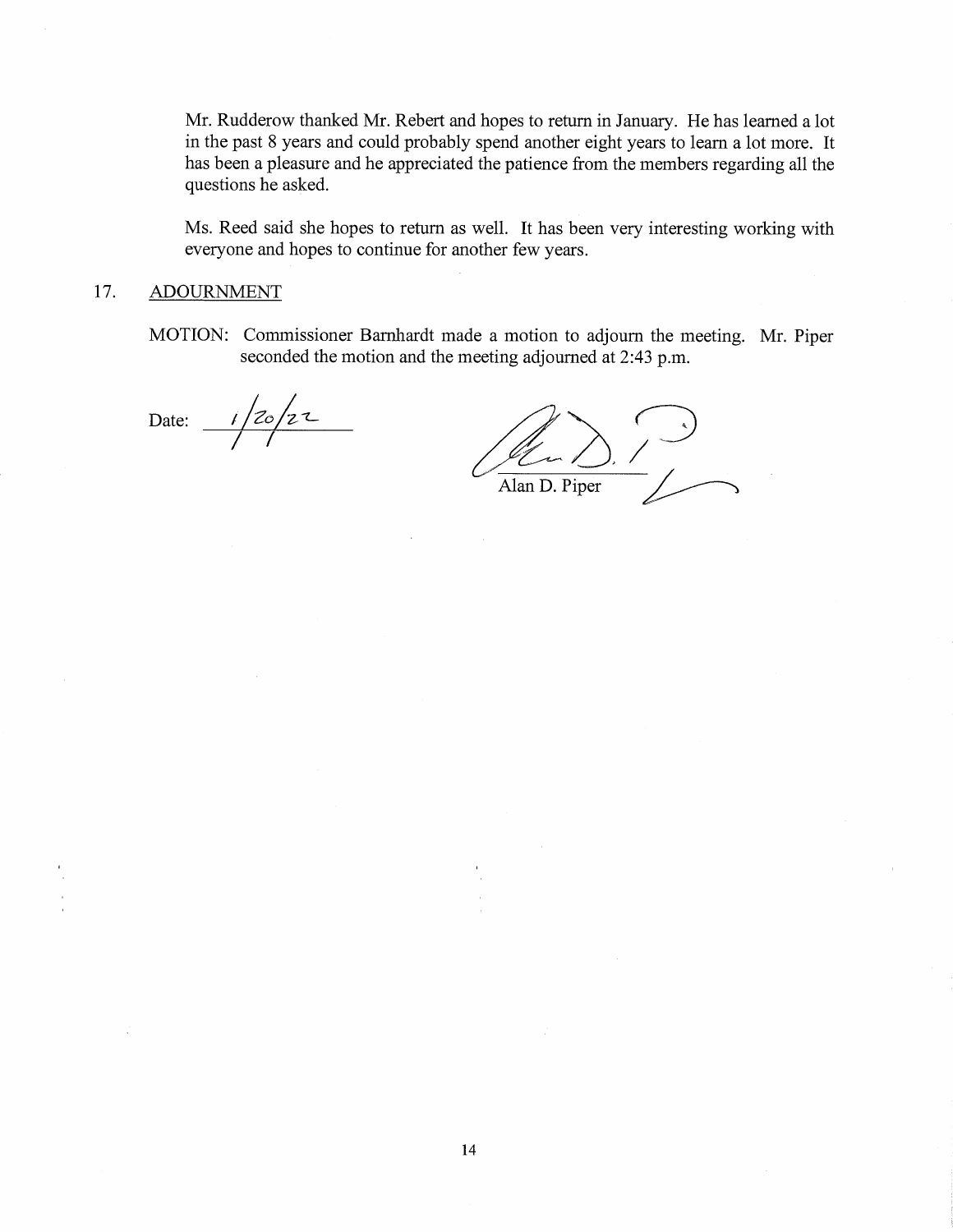Mr. Rudderow thanked Mr. Rebert and hopes to return in January. He has learned a lot in the past 8 years and could probably spend another eight years to learn a lot more. It has been a pleasure and he appreciated the patience from the members regarding all the questions he asked.

Ms. Reed said she hopes to return as well. It has been very interesting working with everyone and hopes to continue for another few years.

17. ADOURNMENT

MOTION: Commissioner Barnhardt made a motion to adjourn the meeting. Mr. Piper seconded the motion and the meeting adjourned at 2:43 p.m.

Date: 1/20/22

Alan D. Piper